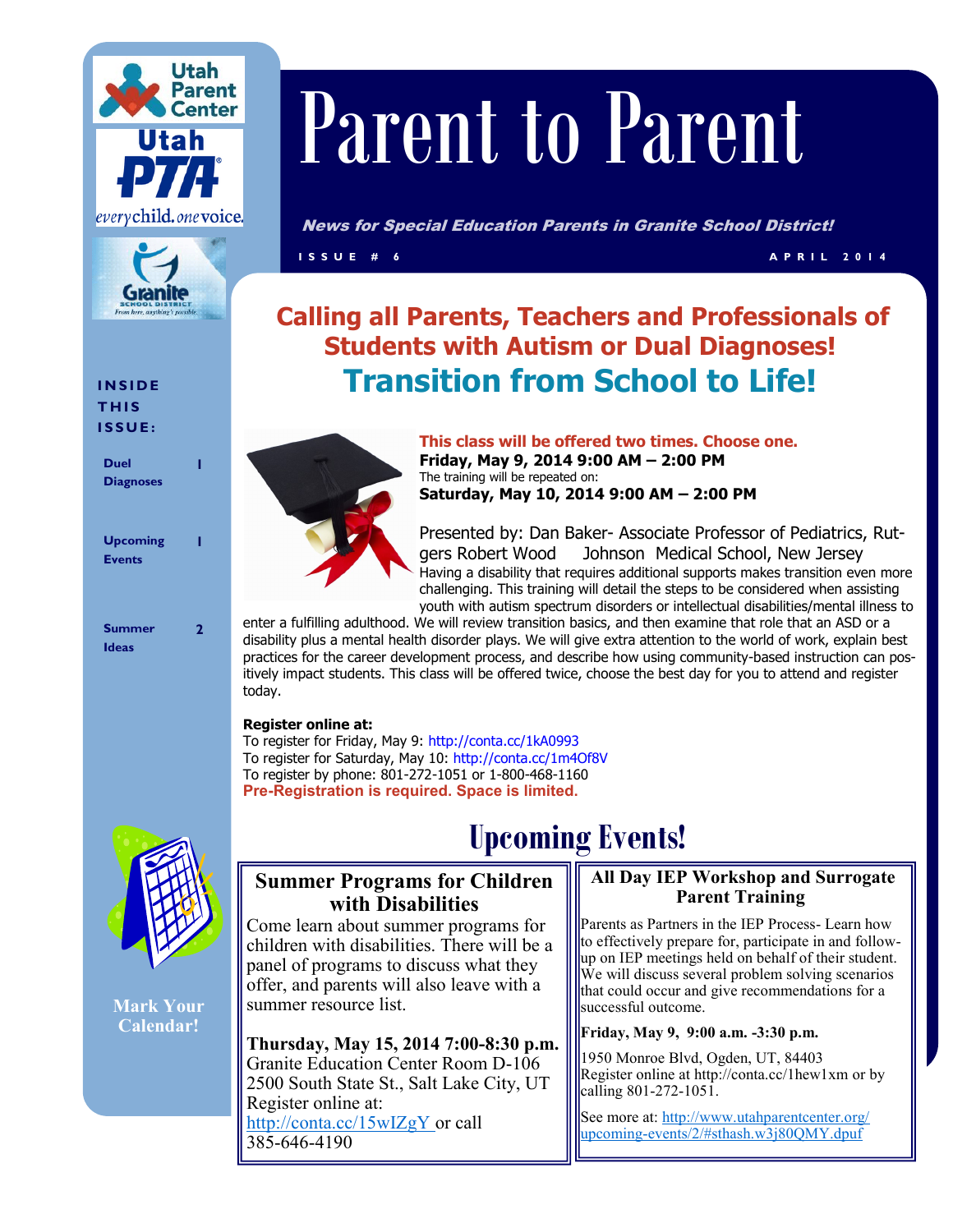# Parent to Parent

***News for Special Education Parents in Granite School District!***

ISSUE # 6 APRIL 2014

**INSIDE THIS ISSUE:**

| | |
|---|---|
| Duel Diagnoses | 1 |
| Upcoming Events | 1 |
| Summer Ideas | 2 |

Mark Your Calendar!

## Calling all Parents, Teachers and Professionals of Students with Autism or Dual Diagnoses!

## Transition from School to Life!

**This class will be offered two times. Choose one.**

**Friday, May 9, 2014 9:00 AM – 2:00 PM**

The training will be repeated on:

**Saturday, May 10, 2014 9:00 AM – 2:00 PM**

Presented by: Dan Baker- Associate Professor of Pediatrics, Rutgers Robert Wood Johnson Medical School, New Jersey

Having a disability that requires additional supports makes transition even more challenging. This training will detail the steps to be considered when assisting youth with autism spectrum disorders or intellectual disabilities/mental illness to enter a fulfilling adulthood. We will review transition basics, and then examine that role that an ASD or a disability plus a mental health disorder plays. We will give extra attention to the world of work, explain best practices for the career development process, and describe how using community-based instruction can positively impact students. This class will be offered twice, choose the best day for you to attend and register today.

**Register online at:**

To register for Friday, May 9: http://conta.cc/1kA0993

To register for Saturday, May 10: http://conta.cc/1m4Of8V

To register by phone: 801-272-1051 or 1-800-468-1160

**Pre-Registration is required. Space is limited.**

## Upcoming Events!

### Summer Programs for Children with Disabilities

Come learn about summer programs for children with disabilities. There will be a panel of programs to discuss what they offer, and parents will also leave with a summer resource list.

**Thursday, May 15, 2014 7:00-8:30 p.m.**

Granite Education Center Room D-106

2500 South State St., Salt Lake City, UT

Register online at:

http://conta.cc/15wIZgY or call 385-646-4190

### All Day IEP Workshop and Surrogate Parent Training

Parents as Partners in the IEP Process- Learn how to effectively prepare for, participate in and follow-up on IEP meetings held on behalf of their student. We will discuss several problem solving scenarios that could occur and give recommendations for a successful outcome.

**Friday, May 9, 9:00 a.m. -3:30 p.m.**

1950 Monroe Blvd, Ogden, UT, 84403

Register online at http://conta.cc/1hew1xm or by calling 801-272-1051.

See more at: http://www.utahparentcenter.org/upcoming-events/2/#sthash.w3j80QMY.dpuf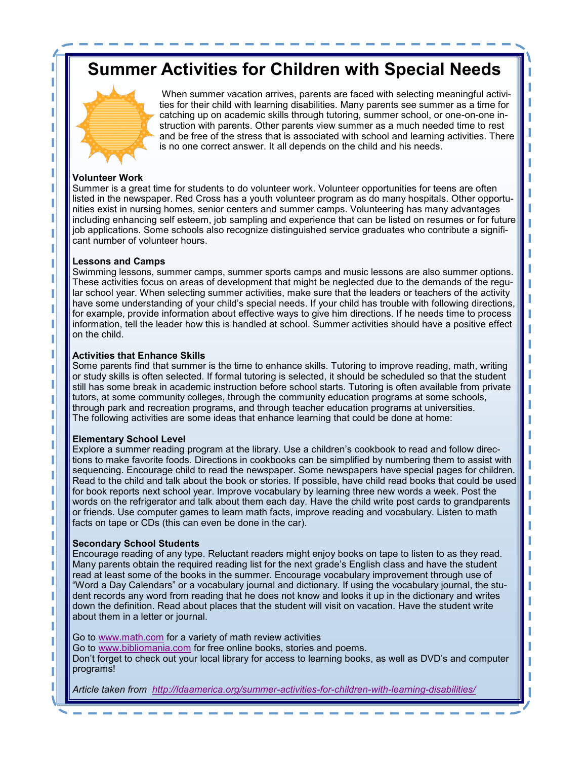# Summer Activities for Children with Special Needs

When summer vacation arrives, parents are faced with selecting meaningful activities for their child with learning disabilities. Many parents see summer as a time for catching up on academic skills through tutoring, summer school, or one-on-one instruction with parents. Other parents view summer as a much needed time to rest and be free of the stress that is associated with school and learning activities. There is no one correct answer. It all depends on the child and his needs.

**Volunteer Work**

Summer is a great time for students to do volunteer work. Volunteer opportunities for teens are often listed in the newspaper. Red Cross has a youth volunteer program as do many hospitals. Other opportunities exist in nursing homes, senior centers and summer camps. Volunteering has many advantages including enhancing self esteem, job sampling and experience that can be listed on resumes or for future job applications. Some schools also recognize distinguished service graduates who contribute a significant number of volunteer hours.

**Lessons and Camps**

Swimming lessons, summer camps, summer sports camps and music lessons are also summer options. These activities focus on areas of development that might be neglected due to the demands of the regular school year. When selecting summer activities, make sure that the leaders or teachers of the activity have some understanding of your child's special needs. If your child has trouble with following directions, for example, provide information about effective ways to give him directions. If he needs time to process information, tell the leader how this is handled at school. Summer activities should have a positive effect on the child.

**Activities that Enhance Skills**

Some parents find that summer is the time to enhance skills. Tutoring to improve reading, math, writing or study skills is often selected. If formal tutoring is selected, it should be scheduled so that the student still has some break in academic instruction before school starts. Tutoring is often available from private tutors, at some community colleges, through the community education programs at some schools, through park and recreation programs, and through teacher education programs at universities.
The following activities are some ideas that enhance learning that could be done at home:

**Elementary School Level**

Explore a summer reading program at the library. Use a children's cookbook to read and follow directions to make favorite foods. Directions in cookbooks can be simplified by numbering them to assist with sequencing. Encourage child to read the newspaper. Some newspapers have special pages for children. Read to the child and talk about the book or stories. If possible, have child read books that could be used for book reports next school year. Improve vocabulary by learning three new words a week. Post the words on the refrigerator and talk about them each day. Have the child write post cards to grandparents or friends. Use computer games to learn math facts, improve reading and vocabulary. Listen to math facts on tape or CDs (this can even be done in the car).

**Secondary School Students**

Encourage reading of any type. Reluctant readers might enjoy books on tape to listen to as they read. Many parents obtain the required reading list for the next grade's English class and have the student read at least some of the books in the summer. Encourage vocabulary improvement through use of "Word a Day Calendars" or a vocabulary journal and dictionary. If using the vocabulary journal, the student records any word from reading that he does not know and looks it up in the dictionary and writes down the definition. Read about places that the student will visit on vacation. Have the student write about them in a letter or journal.

Go to www.math.com for a variety of math review activities
Go to www.bibliomania.com for free online books, stories and poems.
Don't forget to check out your local library for access to learning books, as well as DVD's and computer programs!

*Article taken from http://ldaamerica.org/summer-activities-for-children-with-learning-disabilities/*